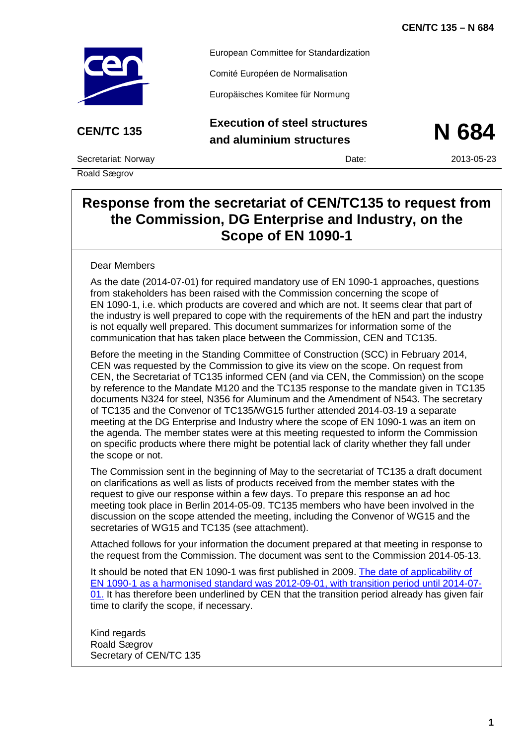CEN/TC 135 – N 684

European Committee for Standardization

Comité Européen de Normalisation

Europäisches Komitee für Normung

**CEN/TC 135** | **Execution of steel structures and aluminium structures** | **N 684**

Secretariat: Norway | Date: 2013-05-23

Roald Sægrov

# Response from the secretariat of CEN/TC135 to request from the Commission, DG Enterprise and Industry, on the Scope of EN 1090-1

Dear Members

As the date (2014-07-01) for required mandatory use of EN 1090-1 approaches, questions from stakeholders has been raised with the Commission concerning the scope of EN 1090-1, i.e. which products are covered and which are not. It seems clear that part of the industry is well prepared to cope with the requirements of the hEN and part the industry is not equally well prepared. This document summarizes for information some of the communication that has taken place between the Commission, CEN and TC135.

Before the meeting in the Standing Committee of Construction (SCC) in February 2014, CEN was requested by the Commission to give its view on the scope. On request from CEN, the Secretariat of TC135 informed CEN (and via CEN, the Commission) on the scope by reference to the Mandate M120 and the TC135 response to the mandate given in TC135 documents N324 for steel, N356 for Aluminum and the Amendment of N543. The secretary of TC135 and the Convenor of TC135/WG15 further attended 2014-03-19 a separate meeting at the DG Enterprise and Industry where the scope of EN 1090-1 was an item on the agenda. The member states were at this meeting requested to inform the Commission on specific products where there might be potential lack of clarity whether they fall under the scope or not.

The Commission sent in the beginning of May to the secretariat of TC135 a draft document on clarifications as well as lists of products received from the member states with the request to give our response within a few days. To prepare this response an ad hoc meeting took place in Berlin 2014-05-09. TC135 members who have been involved in the discussion on the scope attended the meeting, including the Convenor of WG15 and the secretaries of WG15 and TC135 (see attachment).

Attached follows for your information the document prepared at that meeting in response to the request from the Commission. The document was sent to the Commission 2014-05-13.

It should be noted that EN 1090-1 was first published in 2009. The date of applicability of EN 1090-1 as a harmonised standard was 2012-09-01, with transition period until 2014-07-01. It has therefore been underlined by CEN that the transition period already has given fair time to clarify the scope, if necessary.

Kind regards
Roald Sægrov
Secretary of CEN/TC 135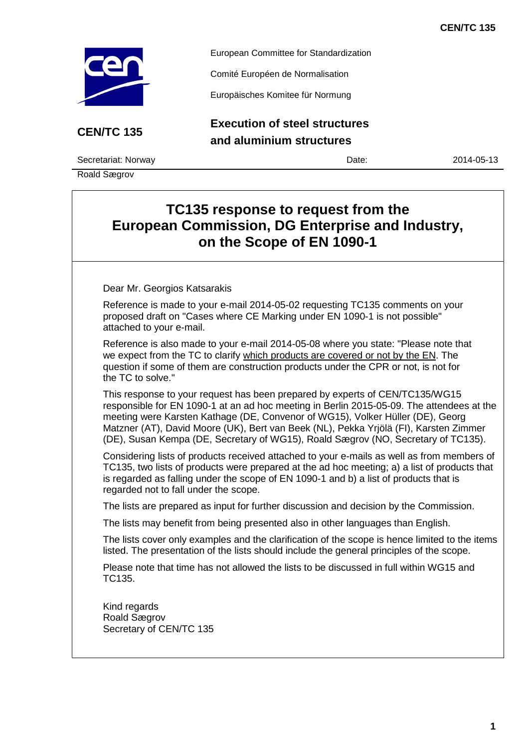European Committee for Standardization

Comité Européen de Normalisation

Europäisches Komitee für Normung

**CEN/TC 135**

**Execution of steel structures and aluminium structures**

Secretariat: Norway | Date: 2014-05-13

Roald Sægrov

# TC135 response to request from the European Commission, DG Enterprise and Industry, on the Scope of EN 1090-1

Dear Mr. Georgios Katsarakis

Reference is made to your e-mail 2014-05-02 requesting TC135 comments on your proposed draft on "Cases where CE Marking under EN 1090-1 is not possible" attached to your e-mail.

Reference is also made to your e-mail 2014-05-08 where you state: "Please note that we expect from the TC to clarify which products are covered or not by the EN. The question if some of them are construction products under the CPR or not, is not for the TC to solve."

This response to your request has been prepared by experts of CEN/TC135/WG15 responsible for EN 1090-1 at an ad hoc meeting in Berlin 2015-05-09. The attendees at the meeting were Karsten Kathage (DE, Convenor of WG15), Volker Hüller (DE), Georg Matzner (AT), David Moore (UK), Bert van Beek (NL), Pekka Yrjölä (FI), Karsten Zimmer (DE), Susan Kempa (DE, Secretary of WG15), Roald Sægrov (NO, Secretary of TC135).

Considering lists of products received attached to your e-mails as well as from members of TC135, two lists of products were prepared at the ad hoc meeting; a) a list of products that is regarded as falling under the scope of EN 1090-1 and b) a list of products that is regarded not to fall under the scope.

The lists are prepared as input for further discussion and decision by the Commission.

The lists may benefit from being presented also in other languages than English.

The lists cover only examples and the clarification of the scope is hence limited to the items listed. The presentation of the lists should include the general principles of the scope.

Please note that time has not allowed the lists to be discussed in full within WG15 and TC135.

Kind regards
Roald Sægrov
Secretary of CEN/TC 135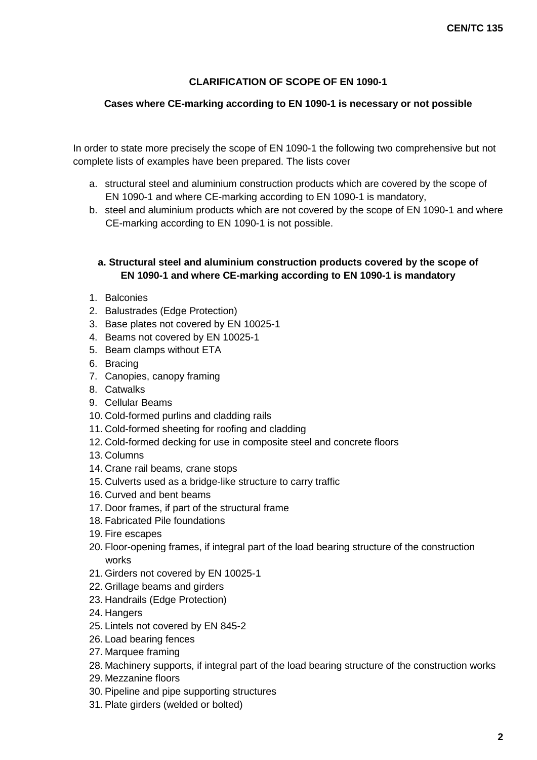## CLARIFICATION OF SCOPE OF EN 1090-1

### Cases where CE-marking according to EN 1090-1 is necessary or not possible

In order to state more precisely the scope of EN 1090-1 the following two comprehensive but not complete lists of examples have been prepared. The lists cover

a. structural steel and aluminium construction products which are covered by the scope of EN 1090-1 and where CE-marking according to EN 1090-1 is mandatory,
b. steel and aluminium products which are not covered by the scope of EN 1090-1 and where CE-marking according to EN 1090-1 is not possible.

### a. Structural steel and aluminium construction products covered by the scope of EN 1090-1 and where CE-marking according to EN 1090-1 is mandatory

1. Balconies
2. Balustrades (Edge Protection)
3. Base plates not covered by EN 10025-1
4. Beams not covered by EN 10025-1
5. Beam clamps without ETA
6. Bracing
7. Canopies, canopy framing
8. Catwalks
9. Cellular Beams
10. Cold-formed purlins and cladding rails
11. Cold-formed sheeting for roofing and cladding
12. Cold-formed decking for use in composite steel and concrete floors
13. Columns
14. Crane rail beams, crane stops
15. Culverts used as a bridge-like structure to carry traffic
16. Curved and bent beams
17. Door frames, if part of the structural frame
18. Fabricated Pile foundations
19. Fire escapes
20. Floor-opening frames, if integral part of the load bearing structure of the construction works
21. Girders not covered by EN 10025-1
22. Grillage beams and girders
23. Handrails (Edge Protection)
24. Hangers
25. Lintels not covered by EN 845-2
26. Load bearing fences
27. Marquee framing
28. Machinery supports, if integral part of the load bearing structure of the construction works
29. Mezzanine floors
30. Pipeline and pipe supporting structures
31. Plate girders (welded or bolted)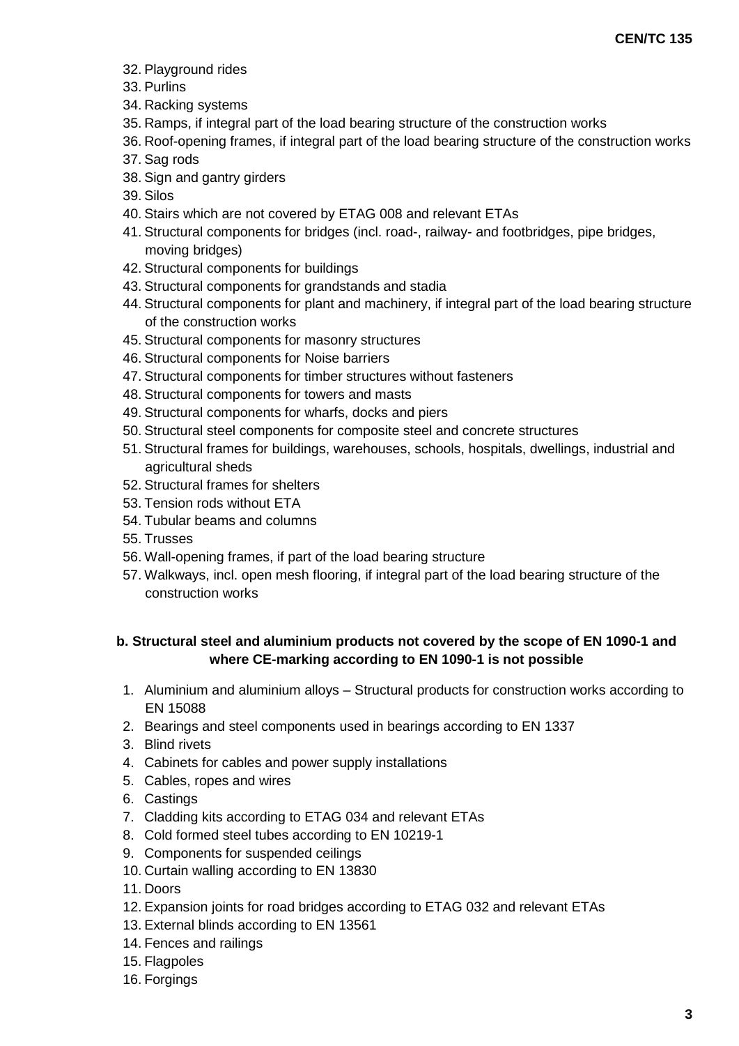32. Playground rides
33. Purlins
34. Racking systems
35. Ramps, if integral part of the load bearing structure of the construction works
36. Roof-opening frames, if integral part of the load bearing structure of the construction works
37. Sag rods
38. Sign and gantry girders
39. Silos
40. Stairs which are not covered by ETAG 008 and relevant ETAs
41. Structural components for bridges (incl. road-, railway- and footbridges, pipe bridges, moving bridges)
42. Structural components for buildings
43. Structural components for grandstands and stadia
44. Structural components for plant and machinery, if integral part of the load bearing structure of the construction works
45. Structural components for masonry structures
46. Structural components for Noise barriers
47. Structural components for timber structures without fasteners
48. Structural components for towers and masts
49. Structural components for wharfs, docks and piers
50. Structural steel components for composite steel and concrete structures
51. Structural frames for buildings, warehouses, schools, hospitals, dwellings, industrial and agricultural sheds
52. Structural frames for shelters
53. Tension rods without ETA
54. Tubular beams and columns
55. Trusses
56. Wall-opening frames, if part of the load bearing structure
57. Walkways, incl. open mesh flooring, if integral part of the load bearing structure of the construction works

**b. Structural steel and aluminium products not covered by the scope of EN 1090-1 and where CE-marking according to EN 1090-1 is not possible**

1. Aluminium and aluminium alloys – Structural products for construction works according to EN 15088
2. Bearings and steel components used in bearings according to EN 1337
3. Blind rivets
4. Cabinets for cables and power supply installations
5. Cables, ropes and wires
6. Castings
7. Cladding kits according to ETAG 034 and relevant ETAs
8. Cold formed steel tubes according to EN 10219-1
9. Components for suspended ceilings
10. Curtain walling according to EN 13830
11. Doors
12. Expansion joints for road bridges according to ETAG 032 and relevant ETAs
13. External blinds according to EN 13561
14. Fences and railings
15. Flagpoles
16. Forgings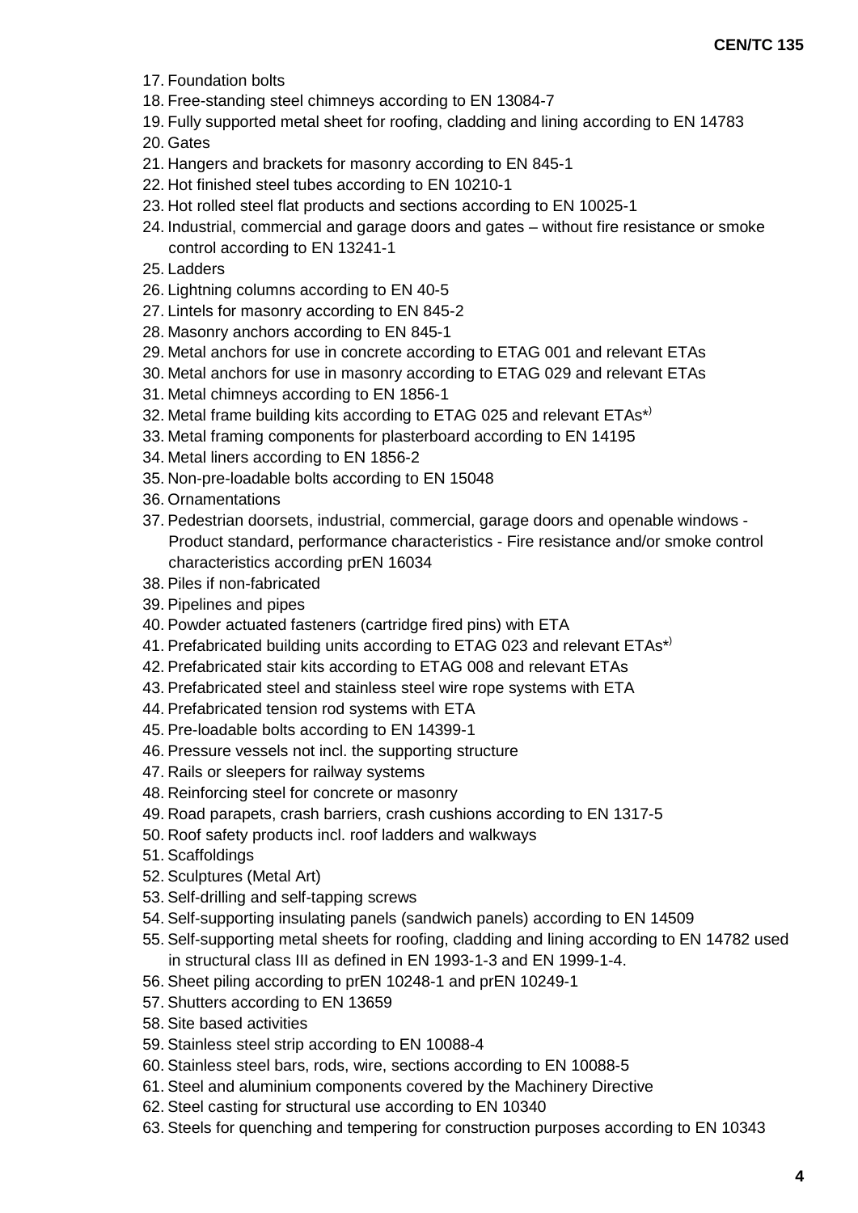17. Foundation bolts
18. Free-standing steel chimneys according to EN 13084-7
19. Fully supported metal sheet for roofing, cladding and lining according to EN 14783
20. Gates
21. Hangers and brackets for masonry according to EN 845-1
22. Hot finished steel tubes according to EN 10210-1
23. Hot rolled steel flat products and sections according to EN 10025-1
24. Industrial, commercial and garage doors and gates – without fire resistance or smoke control according to EN 13241-1
25. Ladders
26. Lightning columns according to EN 40-5
27. Lintels for masonry according to EN 845-2
28. Masonry anchors according to EN 845-1
29. Metal anchors for use in concrete according to ETAG 001 and relevant ETAs
30. Metal anchors for use in masonry according to ETAG 029 and relevant ETAs
31. Metal chimneys according to EN 1856-1
32. Metal frame building kits according to ETAG 025 and relevant ETAs*)
33. Metal framing components for plasterboard according to EN 14195
34. Metal liners according to EN 1856-2
35. Non-pre-loadable bolts according to EN 15048
36. Ornamentations
37. Pedestrian doorsets, industrial, commercial, garage doors and openable windows - Product standard, performance characteristics - Fire resistance and/or smoke control characteristics according prEN 16034
38. Piles if non-fabricated
39. Pipelines and pipes
40. Powder actuated fasteners (cartridge fired pins) with ETA
41. Prefabricated building units according to ETAG 023 and relevant ETAs*)
42. Prefabricated stair kits according to ETAG 008 and relevant ETAs
43. Prefabricated steel and stainless steel wire rope systems with ETA
44. Prefabricated tension rod systems with ETA
45. Pre-loadable bolts according to EN 14399-1
46. Pressure vessels not incl. the supporting structure
47. Rails or sleepers for railway systems
48. Reinforcing steel for concrete or masonry
49. Road parapets, crash barriers, crash cushions according to EN 1317-5
50. Roof safety products incl. roof ladders and walkways
51. Scaffoldings
52. Sculptures (Metal Art)
53. Self-drilling and self-tapping screws
54. Self-supporting insulating panels (sandwich panels) according to EN 14509
55. Self-supporting metal sheets for roofing, cladding and lining according to EN 14782 used in structural class III as defined in EN 1993-1-3 and EN 1999-1-4.
56. Sheet piling according to prEN 10248-1 and prEN 10249-1
57. Shutters according to EN 13659
58. Site based activities
59. Stainless steel strip according to EN 10088-4
60. Stainless steel bars, rods, wire, sections according to EN 10088-5
61. Steel and aluminium components covered by the Machinery Directive
62. Steel casting for structural use according to EN 10340
63. Steels for quenching and tempering for construction purposes according to EN 10343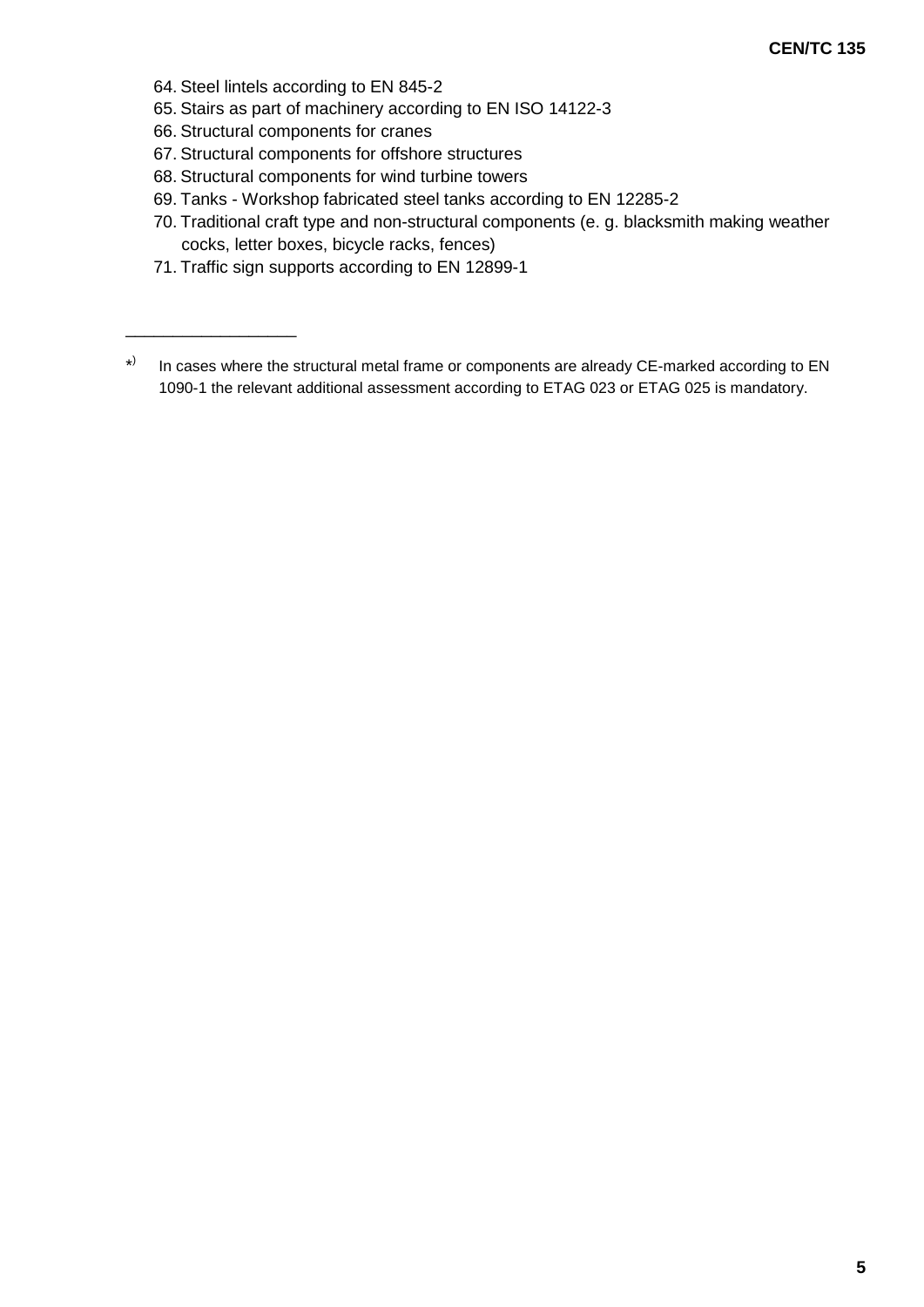64. Steel lintels according to EN 845-2
65. Stairs as part of machinery according to EN ISO 14122-3
66. Structural components for cranes
67. Structural components for offshore structures
68. Structural components for wind turbine towers
69. Tanks - Workshop fabricated steel tanks according to EN 12285-2
70. Traditional craft type and non-structural components (e. g. blacksmith making weather cocks, letter boxes, bicycle racks, fences)
71. Traffic sign supports according to EN 12899-1

---

*) In cases where the structural metal frame or components are already CE-marked according to EN 1090-1 the relevant additional assessment according to ETAG 023 or ETAG 025 is mandatory.